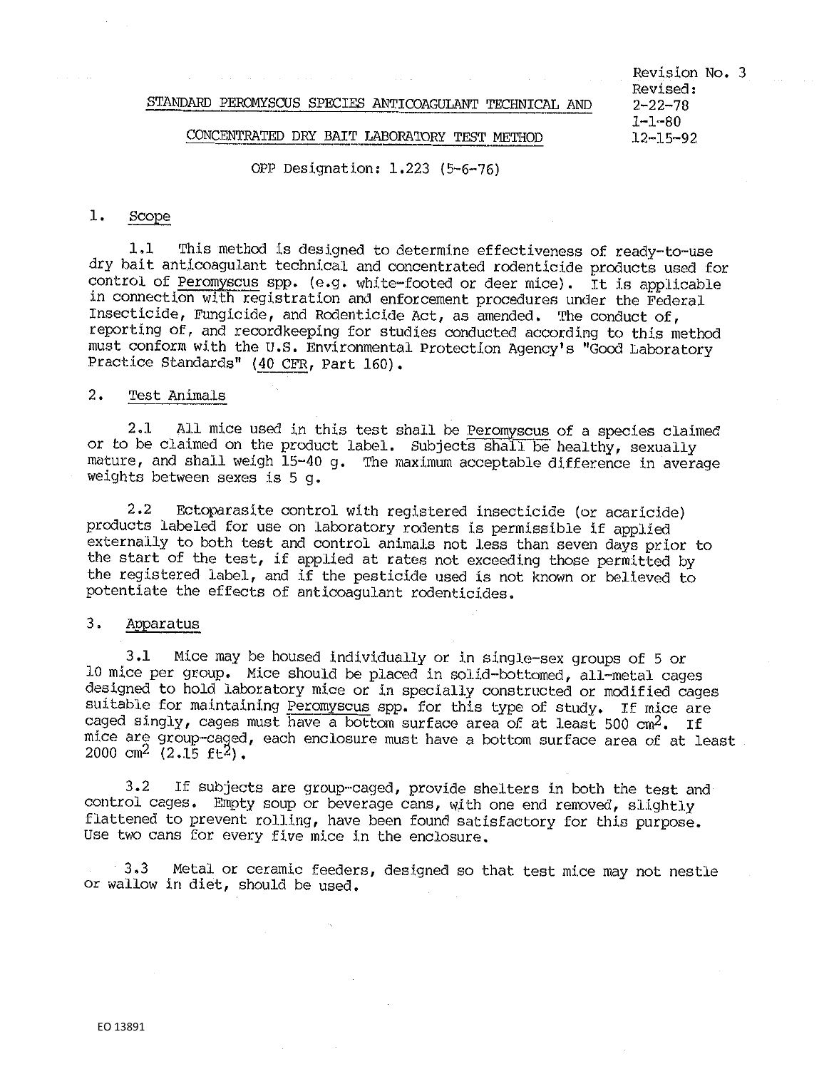Revision No. 3
Revised:
2-22-78
1-1-80
12-15-92

# STANDARD PEROMYSCUS SPECIES ANTICOAGULANT TECHNICAL AND CONCENTRATED DRY BAIT LABORATORY TEST METHOD

OPP Designation: 1.223 (5-6-76)

## 1. Scope

1.1 This method is designed to determine effectiveness of ready-to-use dry bait anticoagulant technical and concentrated rodenticide products used for control of Peromyscus spp. (e.g. white-footed or deer mice). It is applicable in connection with registration and enforcement procedures under the Federal Insecticide, Fungicide, and Rodenticide Act, as amended. The conduct of, reporting of, and recordkeeping for studies conducted according to this method must conform with the U.S. Environmental Protection Agency's "Good Laboratory Practice Standards" (40 CFR, Part 160).

## 2. Test Animals

2.1 All mice used in this test shall be Peromyscus of a species claimed or to be claimed on the product label. Subjects shall be healthy, sexually mature, and shall weigh 15-40 g. The maximum acceptable difference in average weights between sexes is 5 g.

2.2 Ectoparasite control with registered insecticide (or acaricide) products labeled for use on laboratory rodents is permissible if applied externally to both test and control animals not less than seven days prior to the start of the test, if applied at rates not exceeding those permitted by the registered label, and if the pesticide used is not known or believed to potentiate the effects of anticoagulant rodenticides.

## 3. Apparatus

3.1 Mice may be housed individually or in single-sex groups of 5 or 10 mice per group. Mice should be placed in solid-bottomed, all-metal cages designed to hold laboratory mice or in specially constructed or modified cages suitable for maintaining Peromyscus spp. for this type of study. If mice are caged singly, cages must have a bottom surface area of at least 500 $cm^2$. If mice are group-caged, each enclosure must have a bottom surface area of at least 2000 $cm^2$ (2.15 $ft^2$).

3.2 If subjects are group-caged, provide shelters in both the test and control cages. Empty soup or beverage cans, with one end removed, slightly flattened to prevent rolling, have been found satisfactory for this purpose. Use two cans for every five mice in the enclosure.

3.3 Metal or ceramic feeders, designed so that test mice may not nestle or wallow in diet, should be used.

EO 13891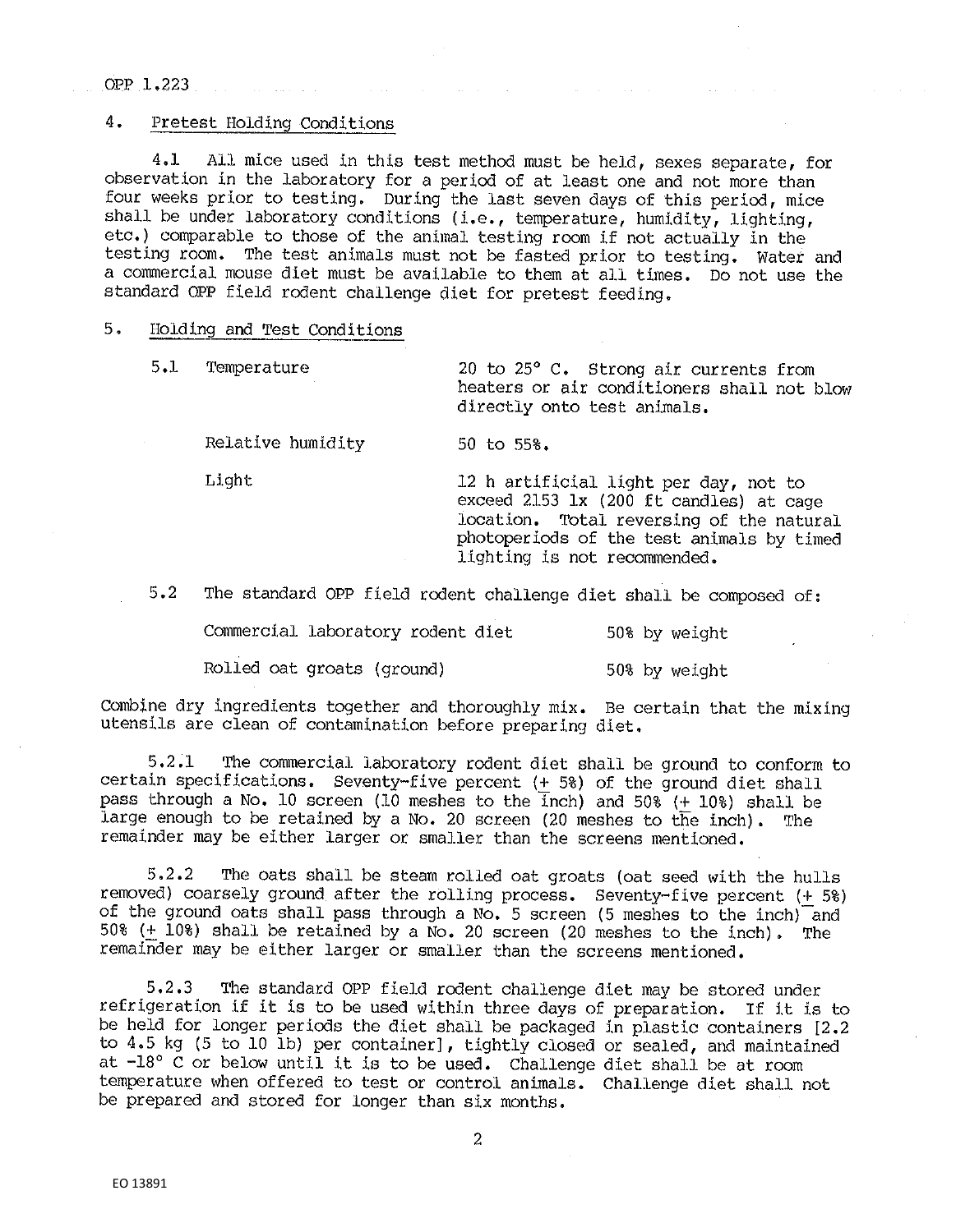## 4. Pretest Holding Conditions

4.1 All mice used in this test method must be held, sexes separate, for observation in the laboratory for a period of at least one and not more than four weeks prior to testing. During the last seven days of this period, mice shall be under laboratory conditions (i.e., temperature, humidity, lighting, etc.) comparable to those of the animal testing room if not actually in the testing room. The test animals must not be fasted prior to testing. Water and a commercial mouse diet must be available to them at all times. Do not use the standard OPP field rodent challenge diet for pretest feeding.

## 5. Holding and Test Conditions

| 5.1 | | |
|---|---|---|
| | Temperature | 20 to 25° C. Strong air currents from heaters or air conditioners shall not blow directly onto test animals. |
| | Relative humidity | 50 to 55%. |
| | Light | 12 h artificial light per day, not to exceed 2153 lx (200 ft candles) at cage location. Total reversing of the natural photoperiods of the test animals by timed lighting is not recommended. |

5.2 The standard OPP field rodent challenge diet shall be composed of:

| | |
|---|---|
| Commercial laboratory rodent diet | 50% by weight |
| Rolled oat groats (ground) | 50% by weight |

Combine dry ingredients together and thoroughly mix. Be certain that the mixing utensils are clean of contamination before preparing diet.

5.2.1 The commercial laboratory rodent diet shall be ground to conform to certain specifications. Seventy-five percent (± 5%) of the ground diet shall pass through a No. 10 screen (10 meshes to the inch) and 50% (± 10%) shall be large enough to be retained by a No. 20 screen (20 meshes to the inch). The remainder may be either larger or smaller than the screens mentioned.

5.2.2 The oats shall be steam rolled oat groats (oat seed with the hulls removed) coarsely ground after the rolling process. Seventy-five percent (± 5%) of the ground oats shall pass through a No. 5 screen (5 meshes to the inch) and 50% (± 10%) shall be retained by a No. 20 screen (20 meshes to the inch). The remainder may be either larger or smaller than the screens mentioned.

5.2.3 The standard OPP field rodent challenge diet may be stored under refrigeration if it is to be used within three days of preparation. If it is to be held for longer periods the diet shall be packaged in plastic containers [2.2 to 4.5 kg (5 to 10 lb) per container], tightly closed or sealed, and maintained at -18° C or below until it is to be used. Challenge diet shall be at room temperature when offered to test or control animals. Challenge diet shall not be prepared and stored for longer than six months.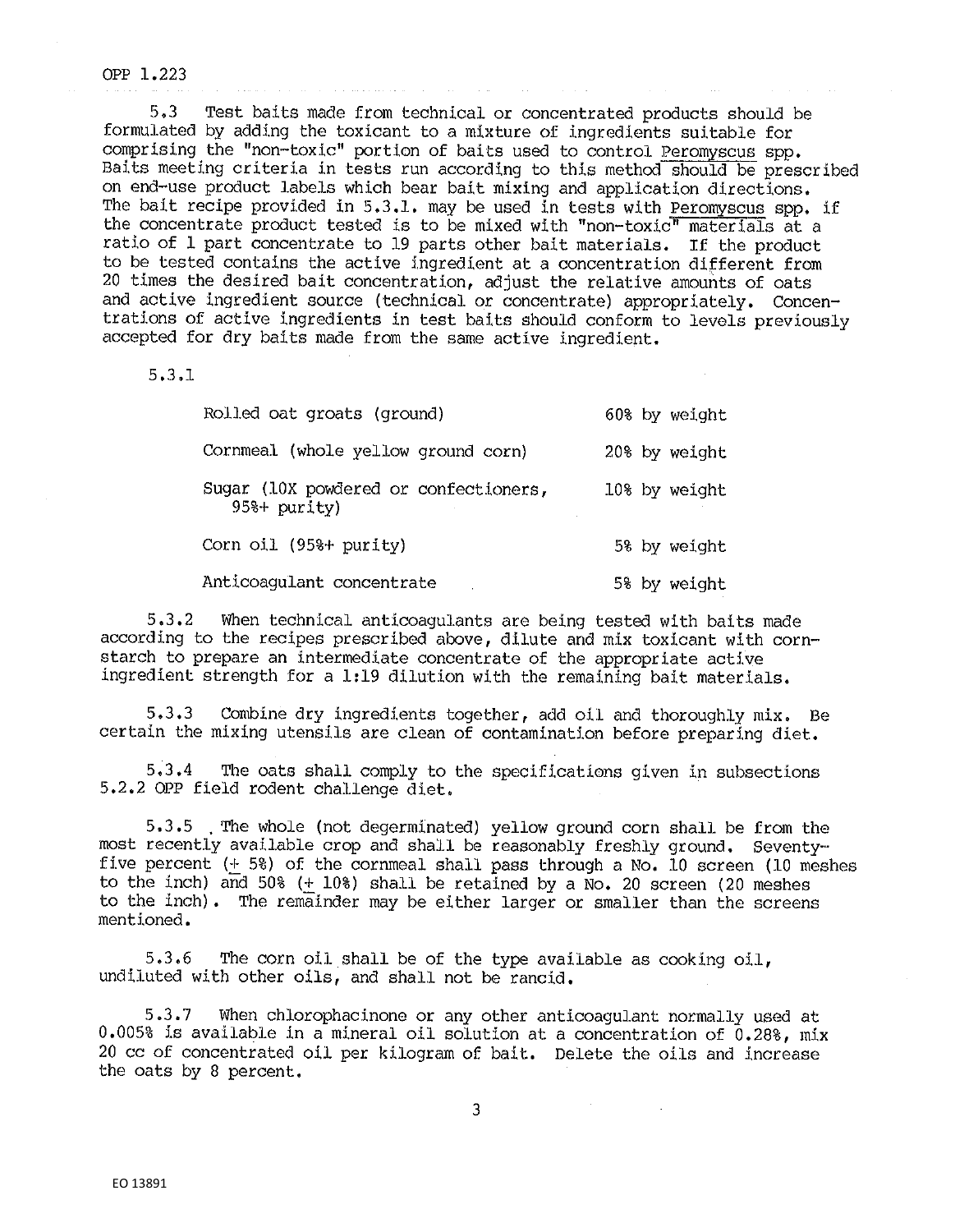5.3 Test baits made from technical or concentrated products should be formulated by adding the toxicant to a mixture of ingredients suitable for comprising the "non-toxic" portion of baits used to control *Peromyscus* spp. Baits meeting criteria in tests run according to this method should be prescribed on end-use product labels which bear bait mixing and application directions. The bait recipe provided in 5.3.1. may be used in tests with *Peromyscus* spp. if the concentrate product tested is to be mixed with "non-toxic" materials at a ratio of 1 part concentrate to 19 parts other bait materials. If the product to be tested contains the active ingredient at a concentration different from 20 times the desired bait concentration, adjust the relative amounts of oats and active ingredient source (technical or concentrate) appropriately. Concentrations of active ingredients in test baits should conform to levels previously accepted for dry baits made from the same active ingredient.

5.3.1

| | |
|---|---|
| Rolled oat groats (ground) | 60% by weight |
| Cornmeal (whole yellow ground corn) | 20% by weight |
| Sugar (10X powdered or confectioners, 95%+ purity) | 10% by weight |
| Corn oil (95%+ purity) | 5% by weight |
| Anticoagulant concentrate | 5% by weight |

5.3.2 When technical anticoagulants are being tested with baits made according to the recipes prescribed above, dilute and mix toxicant with cornstarch to prepare an intermediate concentrate of the appropriate active ingredient strength for a 1:19 dilution with the remaining bait materials.

5.3.3 Combine dry ingredients together, add oil and thoroughly mix. Be certain the mixing utensils are clean of contamination before preparing diet.

5.3.4 The oats shall comply to the specifications given in subsections 5.2.2 OPP field rodent challenge diet.

5.3.5 The whole (not degerminated) yellow ground corn shall be from the most recently available crop and shall be reasonably freshly ground. Seventy-five percent (± 5%) of the cornmeal shall pass through a No. 10 screen (10 meshes to the inch) and 50% (± 10%) shall be retained by a No. 20 screen (20 meshes to the inch). The remainder may be either larger or smaller than the screens mentioned.

5.3.6 The corn oil shall be of the type available as cooking oil, undiluted with other oils, and shall not be rancid.

5.3.7 When chlorophacinone or any other anticoagulant normally used at 0.005% is available in a mineral oil solution at a concentration of 0.28%, mix 20 cc of concentrated oil per kilogram of bait. Delete the oils and increase the oats by 8 percent.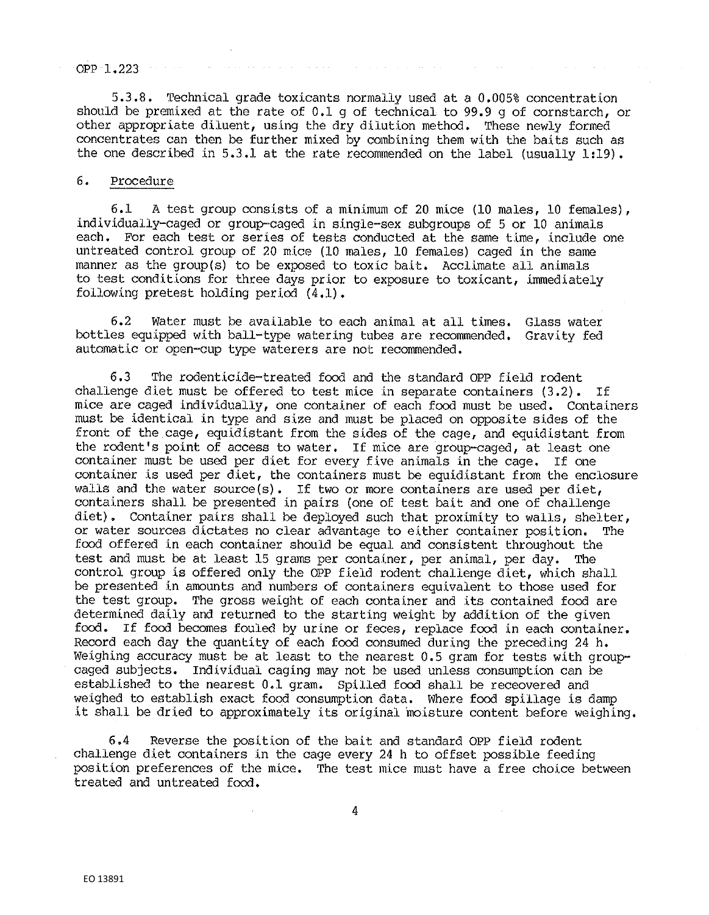5.3.8. Technical grade toxicants normally used at a 0.005% concentration should be premixed at the rate of 0.1 g of technical to 99.9 g of cornstarch, or other appropriate diluent, using the dry dilution method. These newly formed concentrates can then be further mixed by combining them with the baits such as the one described in 5.3.1 at the rate recommended on the label (usually 1:19).

## 6. Procedure

6.1 A test group consists of a minimum of 20 mice (10 males, 10 females), individually-caged or group-caged in single-sex subgroups of 5 or 10 animals each. For each test or series of tests conducted at the same time, include one untreated control group of 20 mice (10 males, 10 females) caged in the same manner as the group(s) to be exposed to toxic bait. Acclimate all animals to test conditions for three days prior to exposure to toxicant, immediately following pretest holding period (4.1).

6.2 Water must be available to each animal at all times. Glass water bottles equipped with ball-type watering tubes are recommended. Gravity fed automatic or open-cup type waterers are not recommended.

6.3 The rodenticide-treated food and the standard OPP field rodent challenge diet must be offered to test mice in separate containers (3.2). If mice are caged individually, one container of each food must be used. Containers must be identical in type and size and must be placed on opposite sides of the front of the cage, equidistant from the sides of the cage, and equidistant from the rodent's point of access to water. If mice are group-caged, at least one container must be used per diet for every five animals in the cage. If one container is used per diet, the containers must be equidistant from the enclosure walls and the water source(s). If two or more containers are used per diet, containers shall be presented in pairs (one of test bait and one of challenge diet). Container pairs shall be deployed such that proximity to walls, shelter, or water sources dictates no clear advantage to either container position. The food offered in each container should be equal and consistent throughout the test and must be at least 15 grams per container, per animal, per day. The control group is offered only the OPP field rodent challenge diet, which shall be presented in amounts and numbers of containers equivalent to those used for the test group. The gross weight of each container and its contained food are determined daily and returned to the starting weight by addition of the given food. If food becomes fouled by urine or feces, replace food in each container. Record each day the quantity of each food consumed during the preceding 24 h. Weighing accuracy must be at least to the nearest 0.5 gram for tests with group-caged subjects. Individual caging may not be used unless consumption can be established to the nearest 0.1 gram. Spilled food shall be receovered and weighed to establish exact food consumption data. Where food spillage is damp it shall be dried to approximately its original moisture content before weighing.

6.4 Reverse the position of the bait and standard OPP field rodent challenge diet containers in the cage every 24 h to offset possible feeding position preferences of the mice. The test mice must have a free choice between treated and untreated food.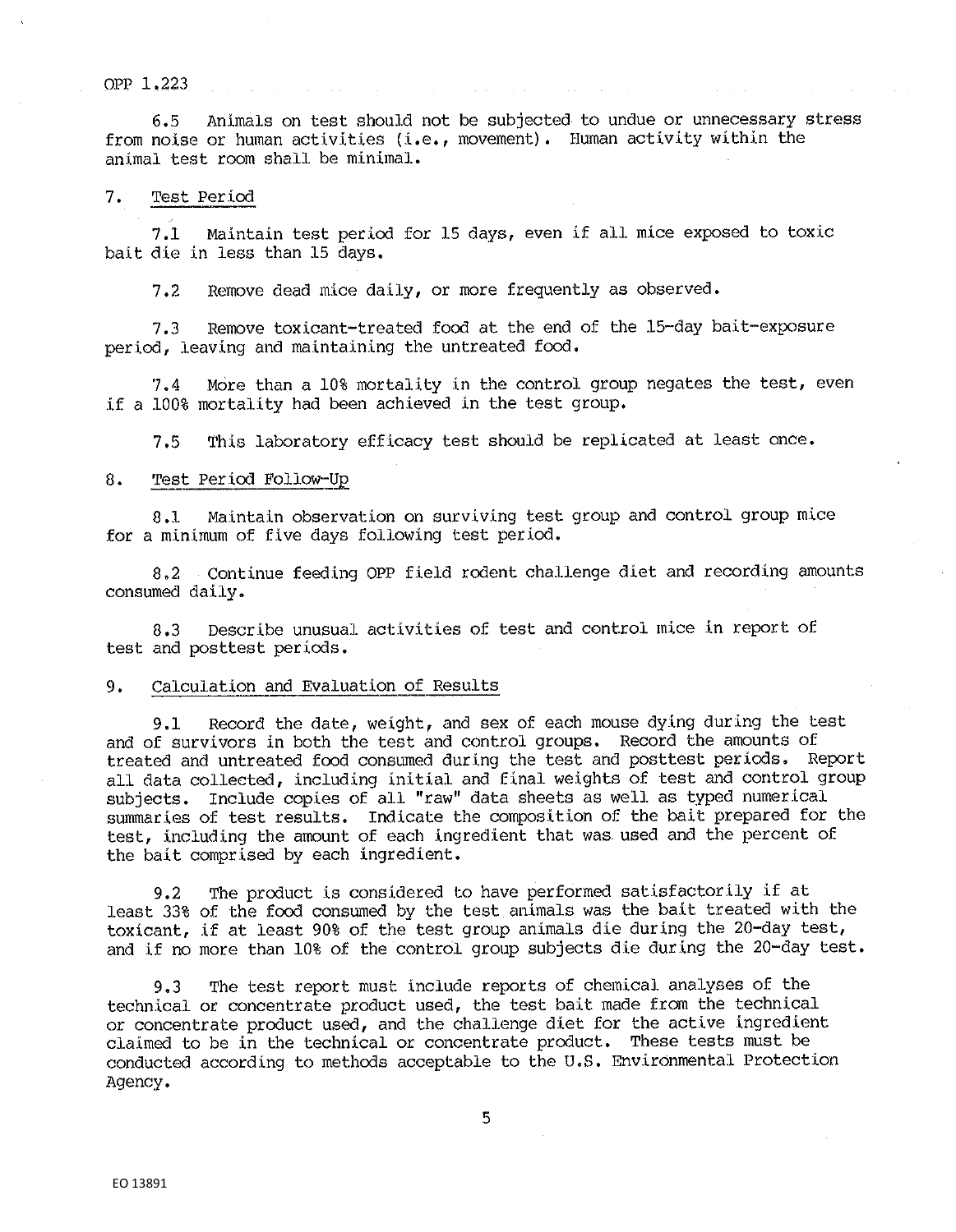6.5 Animals on test should not be subjected to undue or unnecessary stress from noise or human activities (i.e., movement). Human activity within the animal test room shall be minimal.

## 7. Test Period

7.1 Maintain test period for 15 days, even if all mice exposed to toxic bait die in less than 15 days.

7.2 Remove dead mice daily, or more frequently as observed.

7.3 Remove toxicant-treated food at the end of the 15-day bait-exposure period, leaving and maintaining the untreated food.

7.4 More than a 10% mortality in the control group negates the test, even if a 100% mortality had been achieved in the test group.

7.5 This laboratory efficacy test should be replicated at least once.

## 8. Test Period Follow-Up

8.1 Maintain observation on surviving test group and control group mice for a minimum of five days following test period.

8.2 Continue feeding OPP field rodent challenge diet and recording amounts consumed daily.

8.3 Describe unusual activities of test and control mice in report of test and posttest periods.

## 9. Calculation and Evaluation of Results

9.1 Record the date, weight, and sex of each mouse dying during the test and of survivors in both the test and control groups. Record the amounts of treated and untreated food consumed during the test and posttest periods. Report all data collected, including initial and final weights of test and control group subjects. Include copies of all "raw" data sheets as well as typed numerical summaries of test results. Indicate the composition of the bait prepared for the test, including the amount of each ingredient that was used and the percent of the bait comprised by each ingredient.

9.2 The product is considered to have performed satisfactorily if at least 33% of the food consumed by the test animals was the bait treated with the toxicant, if at least 90% of the test group animals die during the 20-day test, and if no more than 10% of the control group subjects die during the 20-day test.

9.3 The test report must include reports of chemical analyses of the technical or concentrate product used, the test bait made from the technical or concentrate product used, and the challenge diet for the active ingredient claimed to be in the technical or concentrate product. These tests must be conducted according to methods acceptable to the U.S. Environmental Protection Agency.